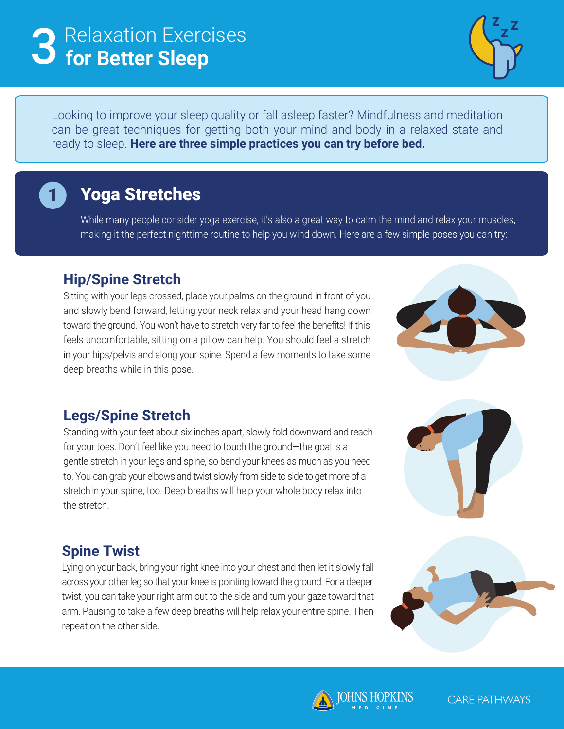# 3 Relaxation Exercises **for Better Sleep**

Looking to improve your sleep quality or fall asleep faster? Mindfulness and meditation can be great techniques for getting both your mind and body in a relaxed state and ready to sleep. **Here are three simple practices you can try before bed.**

## 1 Yoga Stretches

While many people consider yoga exercise, it's also a great way to calm the mind and relax your muscles, making it the perfect nighttime routine to help you wind down. Here are a few simple poses you can try:

### Hip/Spine Stretch

Sitting with your legs crossed, place your palms on the ground in front of you and slowly bend forward, letting your neck relax and your head hang down toward the ground. You won't have to stretch very far to feel the benefits! If this feels uncomfortable, sitting on a pillow can help. You should feel a stretch in your hips/pelvis and along your spine. Spend a few moments to take some deep breaths while in this pose.

### Legs/Spine Stretch

Standing with your feet about six inches apart, slowly fold downward and reach for your toes. Don't feel like you need to touch the ground—the goal is a gentle stretch in your legs and spine, so bend your knees as much as you need to. You can grab your elbows and twist slowly from side to side to get more of a stretch in your spine, too. Deep breaths will help your whole body relax into the stretch.

### Spine Twist

Lying on your back, bring your right knee into your chest and then let it slowly fall across your other leg so that your knee is pointing toward the ground. For a deeper twist, you can take your right arm out to the side and turn your gaze toward that arm. Pausing to take a few deep breaths will help relax your entire spine. Then repeat on the other side.

JOHNS HOPKINS MEDICINE | CARE PATHWAYS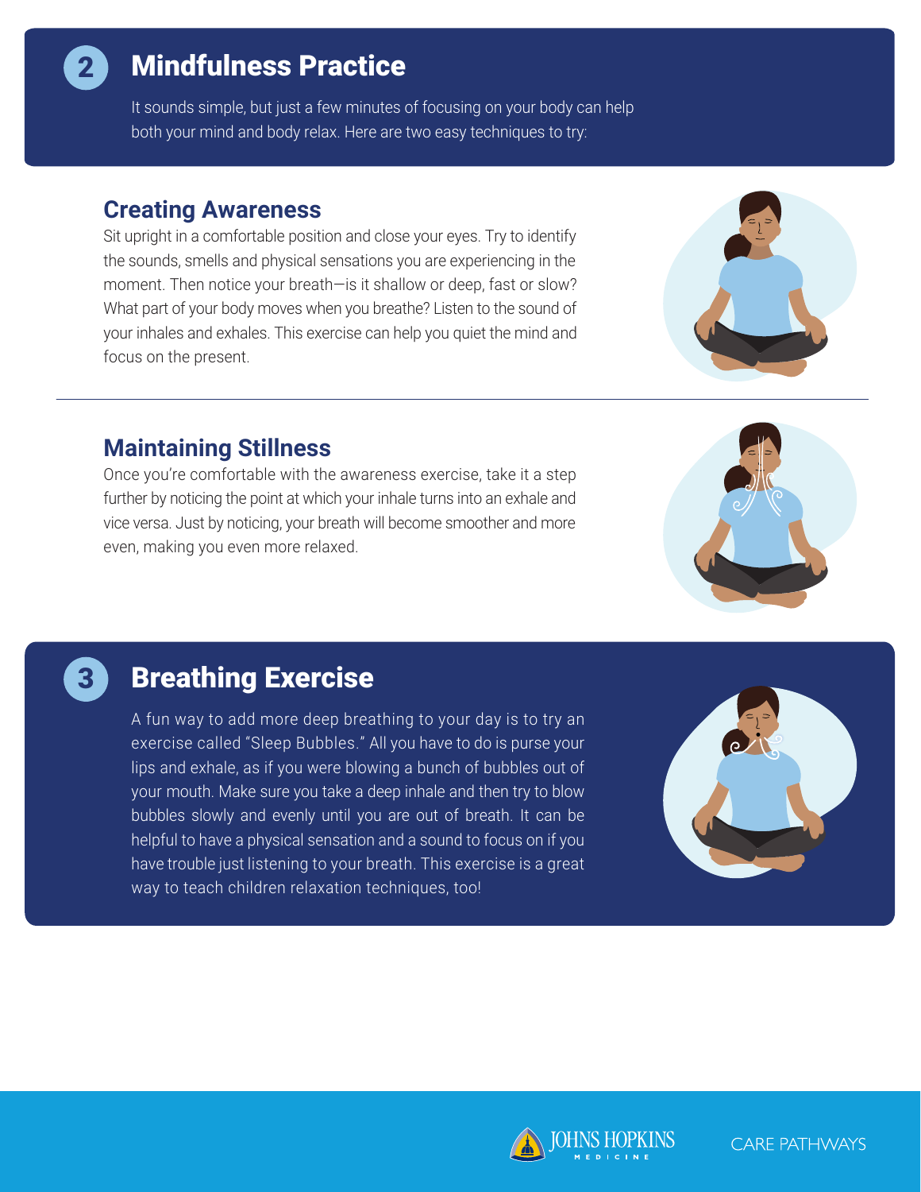## 2 Mindfulness Practice

It sounds simple, but just a few minutes of focusing on your body can help both your mind and body relax. Here are two easy techniques to try:

### Creating Awareness

Sit upright in a comfortable position and close your eyes. Try to identify the sounds, smells and physical sensations you are experiencing in the moment. Then notice your breath—is it shallow or deep, fast or slow? What part of your body moves when you breathe? Listen to the sound of your inhales and exhales. This exercise can help you quiet the mind and focus on the present.

### Maintaining Stillness

Once you're comfortable with the awareness exercise, take it a step further by noticing the point at which your inhale turns into an exhale and vice versa. Just by noticing, your breath will become smoother and more even, making you even more relaxed.

## 3 Breathing Exercise

A fun way to add more deep breathing to your day is to try an exercise called "Sleep Bubbles." All you have to do is purse your lips and exhale, as if you were blowing a bunch of bubbles out of your mouth. Make sure you take a deep inhale and then try to blow bubbles slowly and evenly until you are out of breath. It can be helpful to have a physical sensation and a sound to focus on if you have trouble just listening to your breath. This exercise is a great way to teach children relaxation techniques, too!

JOHNS HOPKINS MEDICINE

CARE PATHWAYS